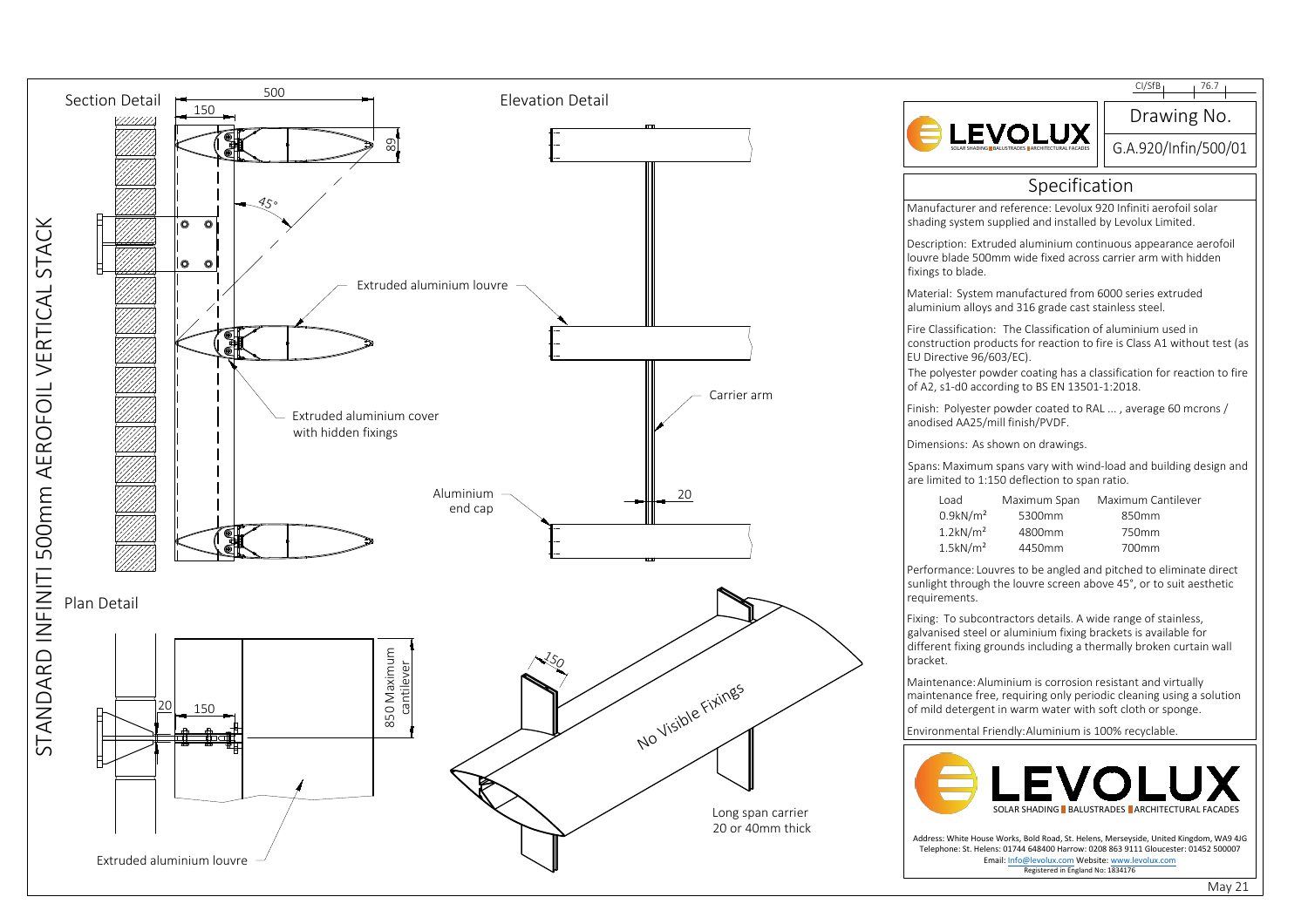# STANDARD INFINITI 500mm AEROFOIL VERTICAL STACK

## Section Detail

500

150

89

45°

Extruded aluminium louvre

Extruded aluminium cover with hidden fixings

## Elevation Detail

Carrier arm

Aluminium end cap

20

## Plan Detail

20

150

850 Maximum cantilever

Extruded aluminium louvre

150

No Visible Fixings

Long span carrier 20 or 40mm thick

CI/SfB 76.7

LEVOLUX

SOLAR SHADING | BALUSTRADES | ARCHITECTURAL FACADES

Drawing No.

G.A.920/Infin/500/01

## Specification

Manufacturer and reference: Levolux 920 Infiniti aerofoil solar shading system supplied and installed by Levolux Limited.

Description: Extruded aluminium continuous appearance aerofoil louvre blade 500mm wide fixed across carrier arm with hidden fixings to blade.

Material: System manufactured from 6000 series extruded aluminium alloys and 316 grade cast stainless steel.

Fire Classification: The Classification of aluminium used in construction products for reaction to fire is Class A1 without test (as EU Directive 96/603/EC).
The polyester powder coating has a classification for reaction to fire of A2, s1-d0 according to BS EN 13501-1:2018.

Finish: Polyester powder coated to RAL ... , average 60 microns / anodised AA25/mill finish/PVDF.

Dimensions: As shown on drawings.

Spans: Maximum spans vary with wind-load and building design and are limited to 1:150 deflection to span ratio.

| Load | Maximum Span | Maximum Cantilever |
|---|---|---|
| 0.9kN/m² | 5300mm | 850mm |
| 1.2kN/m² | 4800mm | 750mm |
| 1.5kN/m² | 4450mm | 700mm |

Performance: Louvres to be angled and pitched to eliminate direct sunlight through the louvre screen above 45°, or to suit aesthetic requirements.

Fixing: To subcontractors details. A wide range of stainless, galvanised steel or aluminium fixing brackets is available for different fixing grounds including a thermally broken curtain wall bracket.

Maintenance: Aluminium is corrosion resistant and virtually maintenance free, requiring only periodic cleaning using a solution of mild detergent in warm water with soft cloth or sponge.

Environmental Friendly: Aluminium is 100% recyclable.

LEVOLUX

SOLAR SHADING | BALUSTRADES | ARCHITECTURAL FACADES

Address: White House Works, Bold Road, St. Helens, Merseyside, United Kingdom, WA9 4JG
Telephone: St. Helens: 01744 648400 Harrow: 0208 863 9111 Gloucester: 01452 500007
Email: Info@levolux.com Website: www.levolux.com
Registered in England No: 1834176

May 21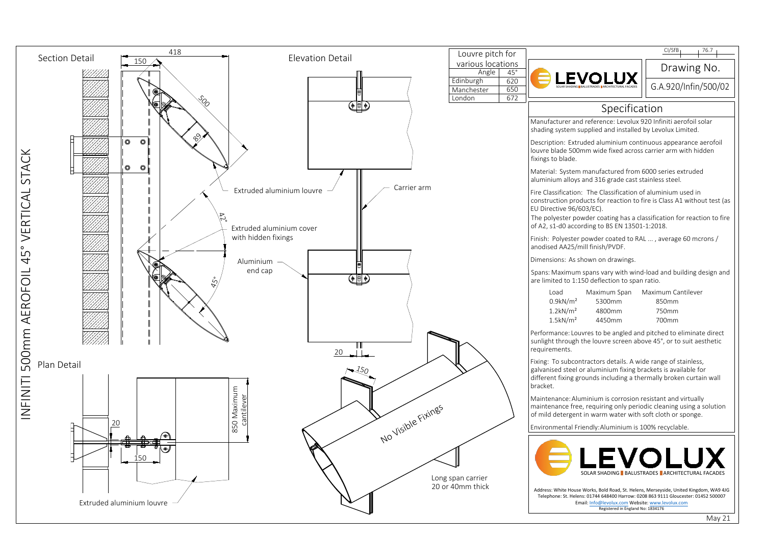# INFINITI 500mm AEROFOIL 45° VERTICAL STACK

## Section Detail

418

150

500

89

42°

45°

Extruded aluminium louvre

Extruded aluminium cover with hidden fixings

Aluminium end cap

## Elevation Detail

Carrier arm

20

150

No Visible Fixings

Long span carrier 20 or 40mm thick

## Plan Detail

20

150

850 Maximum cantilever

Extruded aluminium louvre

| Louvre pitch for various locations | |
|---|---|
| Angle | 45° |
| Edinburgh | 620 |
| Manchester | 650 |
| London | 672 |

LEVOLUX — SOLAR SHADING | BALUSTRADES | ARCHITECTURAL FACADES

CI/SfB 76.7

Drawing No. G.A.920/Infin/500/02

## Specification

Manufacturer and reference: Levolux 920 Infiniti aerofoil solar shading system supplied and installed by Levolux Limited.

Description: Extruded aluminium continuous appearance aerofoil louvre blade 500mm wide fixed across carrier arm with hidden fixings to blade.

Material: System manufactured from 6000 series extruded aluminium alloys and 316 grade cast stainless steel.

Fire Classification: The Classification of aluminium used in construction products for reaction to fire is Class A1 without test (as EU Directive 96/603/EC).
The polyester powder coating has a classification for reaction to fire of A2, s1-d0 according to BS EN 13501-1:2018.

Finish: Polyester powder coated to RAL ... , average 60 mcrons / anodised AA25/mill finish/PVDF.

Dimensions: As shown on drawings.

Spans: Maximum spans vary with wind-load and building design and are limited to 1:150 deflection to span ratio.

| Load | Maximum Span | Maximum Cantilever |
|---|---|---|
| 0.9kN/m² | 5300mm | 850mm |
| 1.2kN/m² | 4800mm | 750mm |
| 1.5kN/m² | 4450mm | 700mm |

Performance: Louvres to be angled and pitched to eliminate direct sunlight through the louvre screen above 45°, or to suit aesthetic requirements.

Fixing: To subcontractors details. A wide range of stainless, galvanised steel or aluminium fixing brackets is available for different fixing grounds including a thermally broken curtain wall bracket.

Maintenance: Aluminium is corrosion resistant and virtually maintenance free, requiring only periodic cleaning using a solution of mild detergent in warm water with soft cloth or sponge.

Environmental Friendly: Aluminium is 100% recyclable.

LEVOLUX — SOLAR SHADING | BALUSTRADES | ARCHITECTURAL FACADES

Address: White House Works, Bold Road, St. Helens, Merseyside, United Kingdom, WA9 4JG
Telephone: St. Helens: 01744 648400 Harrow: 0208 863 9111 Gloucester: 01452 500007
Email: Info@levolux.com Website: www.levolux.com
Registered in England No: 1834176

May 21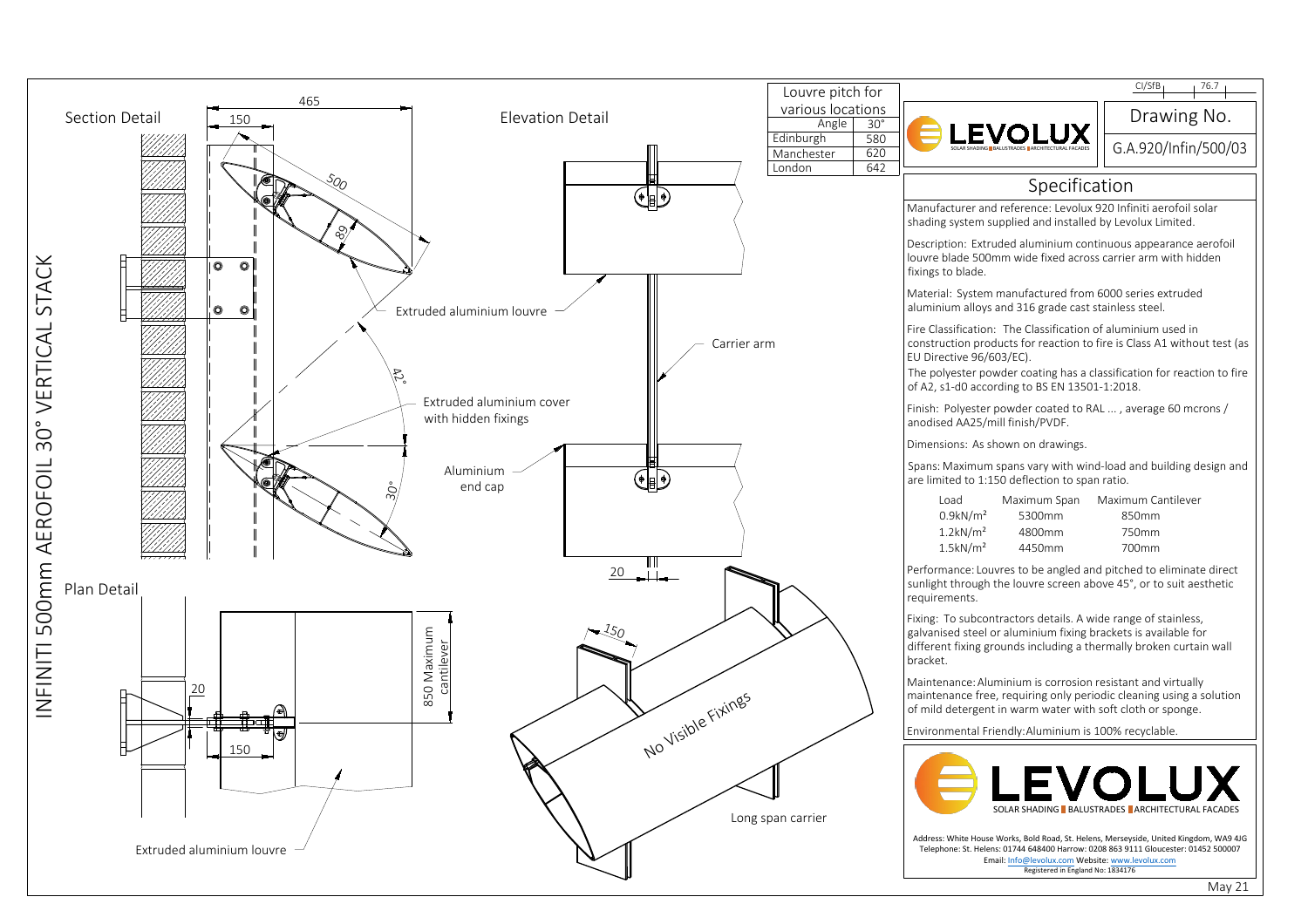# INFINITI 500mm AEROFOIL 30° VERTICAL STACK

## Section Detail

465
150
500
89
42°
30°

Extruded aluminium louvre

Extruded aluminium cover with hidden fixings

Aluminium end cap

## Elevation Detail

Carrier arm

20

## Plan Detail

20
150
850 Maximum cantilever

Extruded aluminium louvre

150

No Visible Fixings

Long span carrier

| Louvre pitch for various locations | |
|---|---|
| Angle | 30° |
| Edinburgh | 580 |
| Manchester | 620 |
| London | 642 |

LEVOLUX
SOLAR SHADING | BALUSTRADES | ARCHITECTURAL FACADES

CI/SfB 76.7

Drawing No.
G.A.920/Infin/500/03

## Specification

Manufacturer and reference: Levolux 920 Infiniti aerofoil solar shading system supplied and installed by Levolux Limited.

Description: Extruded aluminium continuous appearance aerofoil louvre blade 500mm wide fixed across carrier arm with hidden fixings to blade.

Material: System manufactured from 6000 series extruded aluminium alloys and 316 grade cast stainless steel.

Fire Classification: The Classification of aluminium used in construction products for reaction to fire is Class A1 without test (as EU Directive 96/603/EC).
The polyester powder coating has a classification for reaction to fire of A2, s1-d0 according to BS EN 13501-1:2018.

Finish: Polyester powder coated to RAL ... , average 60 mcrons / anodised AA25/mill finish/PVDF.

Dimensions: As shown on drawings.

Spans: Maximum spans vary with wind-load and building design and are limited to 1:150 deflection to span ratio.

| Load | Maximum Span | Maximum Cantilever |
|---|---|---|
| 0.9kN/m² | 5300mm | 850mm |
| 1.2kN/m² | 4800mm | 750mm |
| 1.5kN/m² | 4450mm | 700mm |

Performance: Louvres to be angled and pitched to eliminate direct sunlight through the louvre screen above 45°, or to suit aesthetic requirements.

Fixing: To subcontractors details. A wide range of stainless, galvanised steel or aluminium fixing brackets is available for different fixing grounds including a thermally broken curtain wall bracket.

Maintenance: Aluminium is corrosion resistant and virtually maintenance free, requiring only periodic cleaning using a solution of mild detergent in warm water with soft cloth or sponge.

Environmental Friendly: Aluminium is 100% recyclable.

LEVOLUX
SOLAR SHADING | BALUSTRADES | ARCHITECTURAL FACADES

Address: White House Works, Bold Road, St. Helens, Merseyside, United Kingdom, WA9 4JG
Telephone: St. Helens: 01744 648400 Harrow: 0208 863 9111 Gloucester: 01452 500007
Email: Info@levolux.com Website: www.levolux.com
Registered in England No: 1834176

May 21